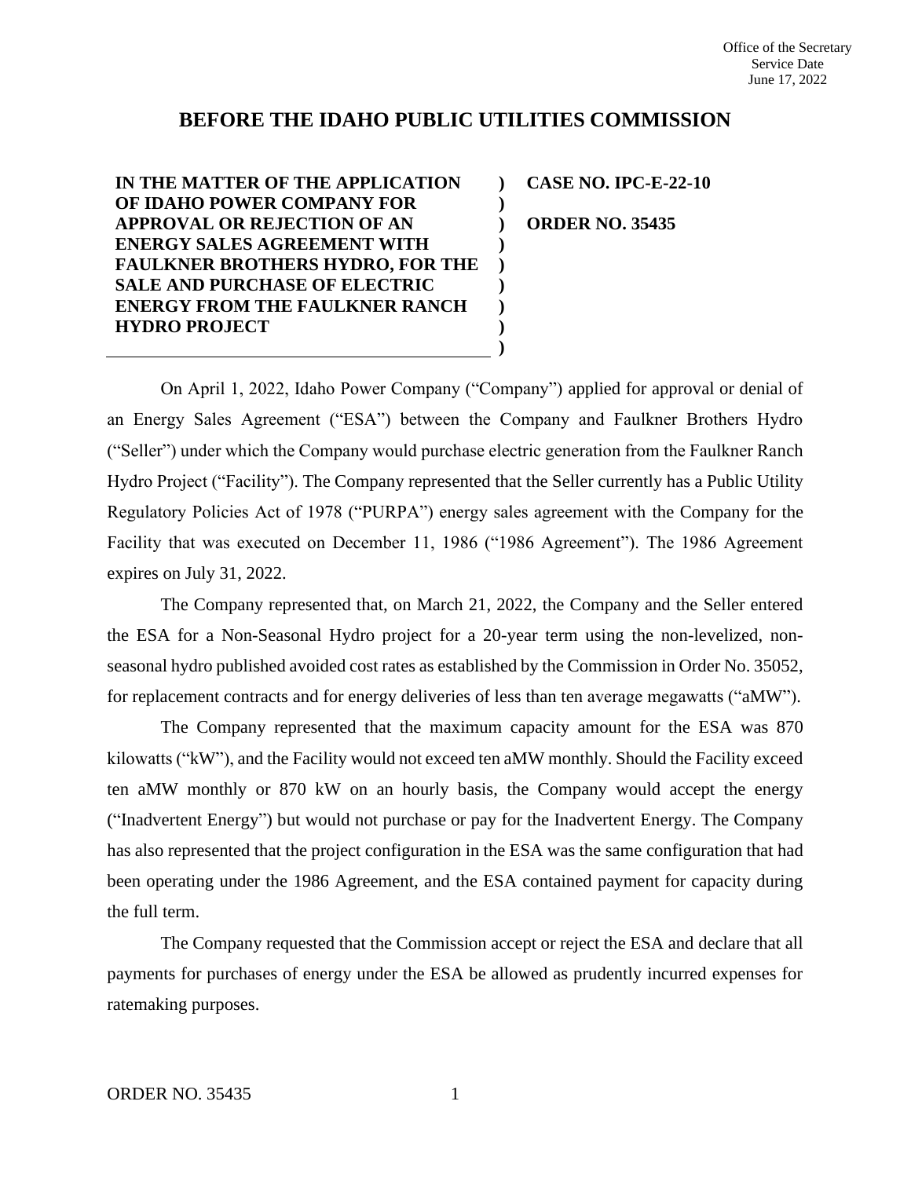Office of the Secretary
Service Date
June 17, 2022

# BEFORE THE IDAHO PUBLIC UTILITIES COMMISSION

**IN THE MATTER OF THE APPLICATION OF IDAHO POWER COMPANY FOR APPROVAL OR REJECTION OF AN ENERGY SALES AGREEMENT WITH FAULKNER BROTHERS HYDRO, FOR THE SALE AND PURCHASE OF ELECTRIC ENERGY FROM THE FAULKNER RANCH HYDRO PROJECT**

**CASE NO. IPC-E-22-10**

**ORDER NO. 35435**

On April 1, 2022, Idaho Power Company ("Company") applied for approval or denial of an Energy Sales Agreement ("ESA") between the Company and Faulkner Brothers Hydro ("Seller") under which the Company would purchase electric generation from the Faulkner Ranch Hydro Project ("Facility"). The Company represented that the Seller currently has a Public Utility Regulatory Policies Act of 1978 ("PURPA") energy sales agreement with the Company for the Facility that was executed on December 11, 1986 ("1986 Agreement"). The 1986 Agreement expires on July 31, 2022.

The Company represented that, on March 21, 2022, the Company and the Seller entered the ESA for a Non-Seasonal Hydro project for a 20-year term using the non-levelized, non-seasonal hydro published avoided cost rates as established by the Commission in Order No. 35052, for replacement contracts and for energy deliveries of less than ten average megawatts ("aMW").

The Company represented that the maximum capacity amount for the ESA was 870 kilowatts ("kW"), and the Facility would not exceed ten aMW monthly. Should the Facility exceed ten aMW monthly or 870 kW on an hourly basis, the Company would accept the energy ("Inadvertent Energy") but would not purchase or pay for the Inadvertent Energy. The Company has also represented that the project configuration in the ESA was the same configuration that had been operating under the 1986 Agreement, and the ESA contained payment for capacity during the full term.

The Company requested that the Commission accept or reject the ESA and declare that all payments for purchases of energy under the ESA be allowed as prudently incurred expenses for ratemaking purposes.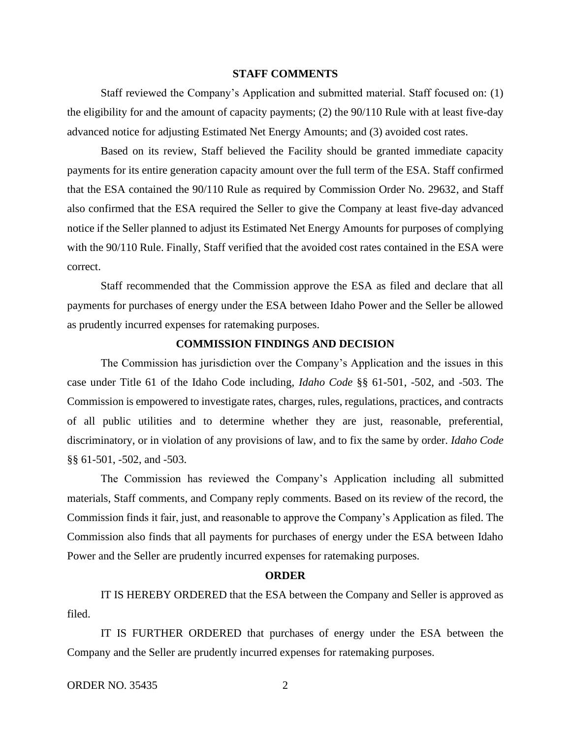## STAFF COMMENTS

Staff reviewed the Company's Application and submitted material. Staff focused on: (1) the eligibility for and the amount of capacity payments; (2) the 90/110 Rule with at least five-day advanced notice for adjusting Estimated Net Energy Amounts; and (3) avoided cost rates.

Based on its review, Staff believed the Facility should be granted immediate capacity payments for its entire generation capacity amount over the full term of the ESA. Staff confirmed that the ESA contained the 90/110 Rule as required by Commission Order No. 29632, and Staff also confirmed that the ESA required the Seller to give the Company at least five-day advanced notice if the Seller planned to adjust its Estimated Net Energy Amounts for purposes of complying with the 90/110 Rule. Finally, Staff verified that the avoided cost rates contained in the ESA were correct.

Staff recommended that the Commission approve the ESA as filed and declare that all payments for purchases of energy under the ESA between Idaho Power and the Seller be allowed as prudently incurred expenses for ratemaking purposes.

## COMMISSION FINDINGS AND DECISION

The Commission has jurisdiction over the Company's Application and the issues in this case under Title 61 of the Idaho Code including, *Idaho Code* §§ 61-501, -502, and -503. The Commission is empowered to investigate rates, charges, rules, regulations, practices, and contracts of all public utilities and to determine whether they are just, reasonable, preferential, discriminatory, or in violation of any provisions of law, and to fix the same by order. *Idaho Code* §§ 61-501, -502, and -503.

The Commission has reviewed the Company's Application including all submitted materials, Staff comments, and Company reply comments. Based on its review of the record, the Commission finds it fair, just, and reasonable to approve the Company's Application as filed. The Commission also finds that all payments for purchases of energy under the ESA between Idaho Power and the Seller are prudently incurred expenses for ratemaking purposes.

## ORDER

IT IS HEREBY ORDERED that the ESA between the Company and Seller is approved as filed.

IT IS FURTHER ORDERED that purchases of energy under the ESA between the Company and the Seller are prudently incurred expenses for ratemaking purposes.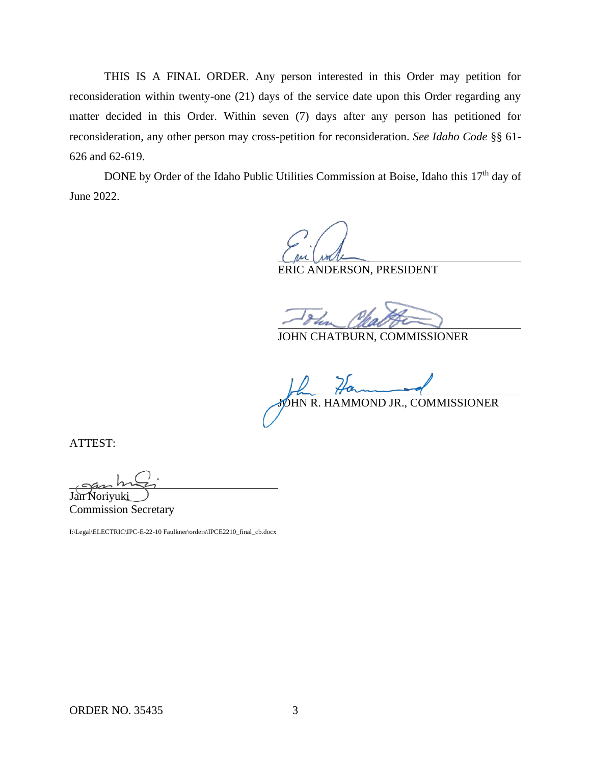THIS IS A FINAL ORDER. Any person interested in this Order may petition for reconsideration within twenty-one (21) days of the service date upon this Order regarding any matter decided in this Order. Within seven (7) days after any person has petitioned for reconsideration, any other person may cross-petition for reconsideration. *See Idaho Code* §§ 61-626 and 62-619.

DONE by Order of the Idaho Public Utilities Commission at Boise, Idaho this 17th day of June 2022.

ERIC ANDERSON, PRESIDENT

JOHN CHATBURN, COMMISSIONER

JOHN R. HAMMOND JR., COMMISSIONER

ATTEST:

Jan Noriyuki
Commission Secretary

I:\Legal\ELECTRIC\IPC-E-22-10 Faulkner\orders\IPCE2210_final_cb.docx

ORDER NO. 35435